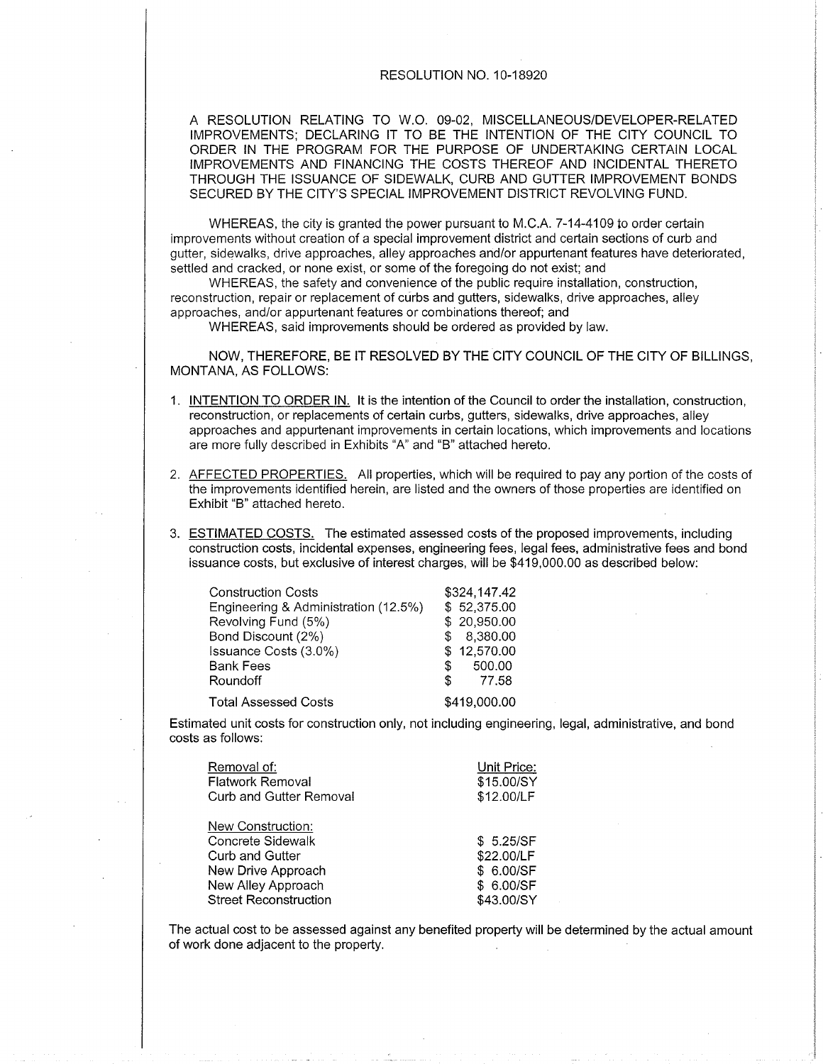# RESOLUTION NO. 10-18920

A RESOLUTION RELATING TO W.O. 09-02, MISCELLANEOUS/DEVELOPER-RELATED IMPROVEMENTS; DECLARING IT TO BE THE INTENTION OF THE CITY COUNCIL TO ORDER IN THE PROGRAM FOR THE PURPOSE OF UNDERTAKING CERTAIN LOCAL IMPROVEMENTS AND FINANCING THE COSTS THEREOF AND INCIDENTAL THERETO THROUGH THE ISSUANCE OF SIDEWALK, CURB AND GUTTER IMPROVEMENT BONDS SECURED BY THE CITY'S SPECIAL IMPROVEMENT DISTRICT REVOLVING FUND.

WHEREAS, the city is granted the power pursuant to M.C.A. 7-14-4109 to order certain improvements without creation of a special improvement district and certain sections of curb and gutter, sidewalks, drive approaches, alley approaches and/or appurtenant features have deteriorated, settled and cracked, or none exist, or some of the foregoing do not exist; and

WHEREAS, the safety and convenience of the public require installation, construction, reconstruction, repair or replacement of curbs and gutters, sidewalks, drive approaches, alley approaches, and/or appurtenant features or combinations thereof; and

WHEREAS, said improvements should be ordered as provided by law.

NOW, THEREFORE, BE IT RESOLVED BY THE CITY COUNCIL OF THE CITY OF BILLINGS, MONTANA, AS FOLLOWS:

1. INTENTION TO ORDER IN. It is the intention of the Council to order the installation, construction, reconstruction, or replacements of certain curbs, gutters, sidewalks, drive approaches, alley approaches and appurtenant improvements in certain locations, which improvements and locations are more fully described in Exhibits "A" and "B" attached hereto.

2. AFFECTED PROPERTIES. All properties, which will be required to pay any portion of the costs of the improvements identified herein, are listed and the owners of those properties are identified on Exhibit "B" attached hereto.

3. ESTIMATED COSTS. The estimated assessed costs of the proposed improvements, including construction costs, incidental expenses, engineering fees, legal fees, administrative fees and bond issuance costs, but exclusive of interest charges, will be $419,000.00 as described below:

| Item | Amount |
|---|---|
| Construction Costs | $324,147.42 |
| Engineering & Administration (12.5%) | $ 52,375.00 |
| Revolving Fund (5%) | $ 20,950.00 |
| Bond Discount (2%) | $ 8,380.00 |
| Issuance Costs (3.0%) | $ 12,570.00 |
| Bank Fees | $ 500.00 |
| Roundoff | $ 77.58 |
| Total Assessed Costs | $419,000.00 |

Estimated unit costs for construction only, not including engineering, legal, administrative, and bond costs as follows:

| Removal of: | Unit Price: |
|---|---|
| Flatwork Removal | $15.00/SY |
| Curb and Gutter Removal | $12.00/LF |
| **New Construction:** | |
| Concrete Sidewalk | $ 5.25/SF |
| Curb and Gutter | $22.00/LF |
| New Drive Approach | $ 6.00/SF |
| New Alley Approach | $ 6.00/SF |
| Street Reconstruction | $43.00/SY |

The actual cost to be assessed against any benefited property will be determined by the actual amount of work done adjacent to the property.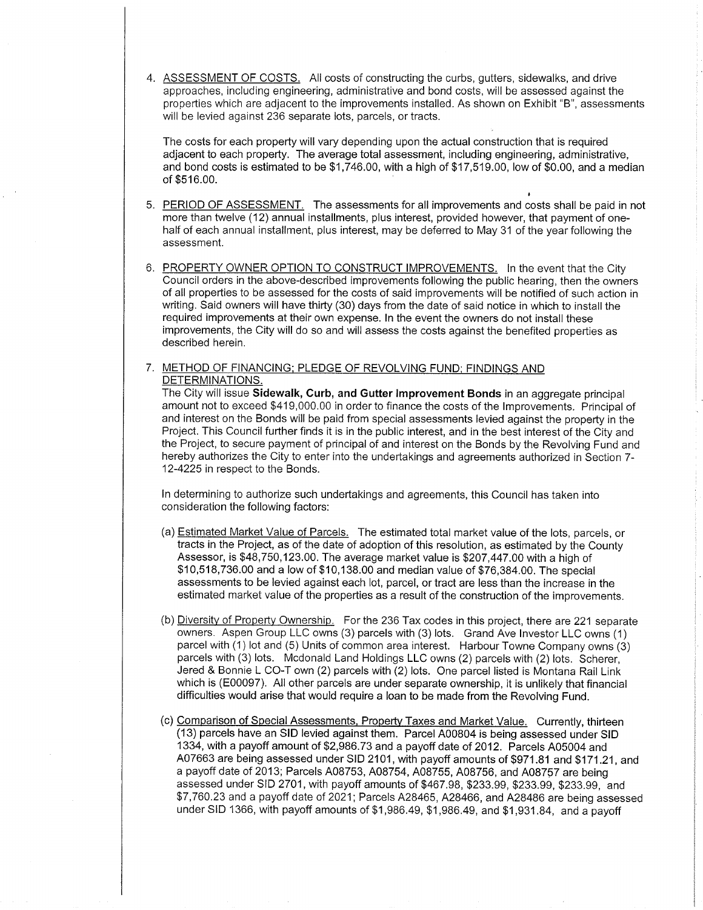4. <u>ASSESSMENT OF COSTS.</u> All costs of constructing the curbs, gutters, sidewalks, and drive approaches, including engineering, administrative and bond costs, will be assessed against the properties which are adjacent to the improvements installed. As shown on Exhibit "B", assessments will be levied against 236 separate lots, parcels, or tracts.

   The costs for each property will vary depending upon the actual construction that is required adjacent to each property. The average total assessment, including engineering, administrative, and bond costs is estimated to be $1,746.00, with a high of $17,519.00, low of $0.00, and a median of $516.00.

5. <u>PERIOD OF ASSESSMENT.</u> The assessments for all improvements and costs shall be paid in not more than twelve (12) annual installments, plus interest, provided however, that payment of one-half of each annual installment, plus interest, may be deferred to May 31 of the year following the assessment.

6. <u>PROPERTY OWNER OPTION TO CONSTRUCT IMPROVEMENTS.</u> In the event that the City Council orders in the above-described improvements following the public hearing, then the owners of all properties to be assessed for the costs of said improvements will be notified of such action in writing. Said owners will have thirty (30) days from the date of said notice in which to install the required improvements at their own expense. In the event the owners do not install these improvements, the City will do so and will assess the costs against the benefited properties as described herein.

7. <u>METHOD OF FINANCING; PLEDGE OF REVOLVING FUND; FINDINGS AND DETERMINATIONS.</u>
   The City will issue **Sidewalk, Curb, and Gutter Improvement Bonds** in an aggregate principal amount not to exceed $419,000.00 in order to finance the costs of the Improvements. Principal of and interest on the Bonds will be paid from special assessments levied against the property in the Project. This Council further finds it is in the public interest, and in the best interest of the City and the Project, to secure payment of principal of and interest on the Bonds by the Revolving Fund and hereby authorizes the City to enter into the undertakings and agreements authorized in Section 7-12-4225 in respect to the Bonds.

   In determining to authorize such undertakings and agreements, this Council has taken into consideration the following factors:

   (a) <u>Estimated Market Value of Parcels.</u> The estimated total market value of the lots, parcels, or tracts in the Project, as of the date of adoption of this resolution, as estimated by the County Assessor, is $48,750,123.00. The average market value is $207,447.00 with a high of $10,518,736.00 and a low of $10,138.00 and median value of $76,384.00. The special assessments to be levied against each lot, parcel, or tract are less than the increase in the estimated market value of the properties as a result of the construction of the improvements.

   (b) <u>Diversity of Property Ownership.</u> For the 236 Tax codes in this project, there are 221 separate owners. Aspen Group LLC owns (3) parcels with (3) lots. Grand Ave Investor LLC owns (1) parcel with (1) lot and (5) Units of common area interest. Harbour Towne Company owns (3) parcels with (3) lots. Mcdonald Land Holdings LLC owns (2) parcels with (2) lots. Scherer, Jered & Bonnie L CO-T own (2) parcels with (2) lots. One parcel listed is Montana Rail Link which is (E00097). All other parcels are under separate ownership, it is unlikely that financial difficulties would arise that would require a loan to be made from the Revolving Fund.

   (c) <u>Comparison of Special Assessments, Property Taxes and Market Value.</u> Currently, thirteen (13) parcels have an SID levied against them. Parcel A00804 is being assessed under SID 1334, with a payoff amount of $2,986.73 and a payoff date of 2012. Parcels A05004 and A07663 are being assessed under SID 2101, with payoff amounts of $971.81 and $171.21, and a payoff date of 2013; Parcels A08753, A08754, A08755, A08756, and A08757 are being assessed under SID 2701, with payoff amounts of $467.98, $233.99, $233.99, $233.99, and $7,760.23 and a payoff date of 2021; Parcels A28465, A28466, and A28486 are being assessed under SID 1366, with payoff amounts of $1,986.49, $1,986.49, and $1,931.84, and a payoff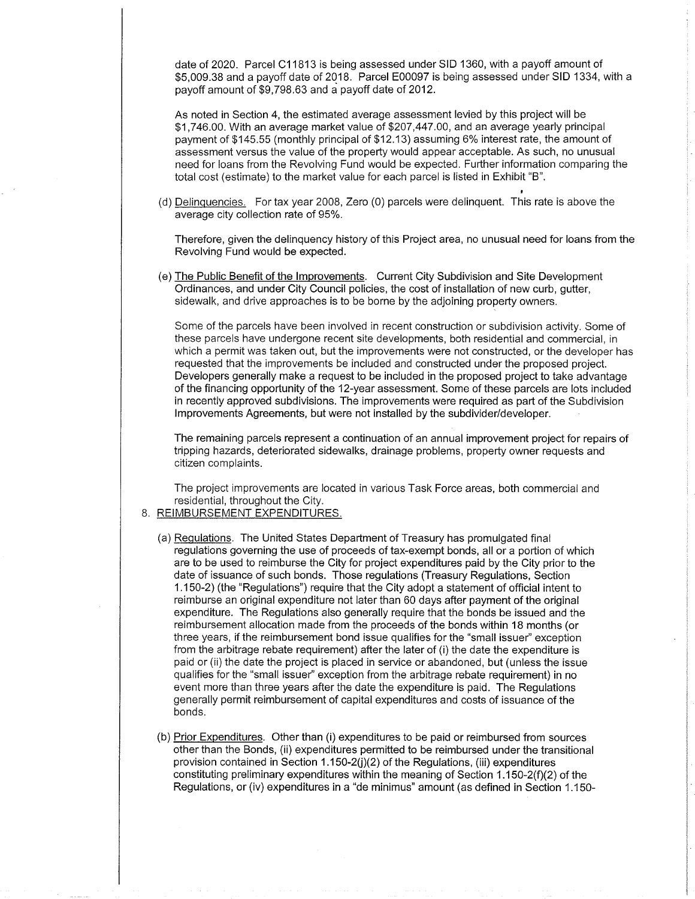date of 2020. Parcel C11813 is being assessed under SID 1360, with a payoff amount of $5,009.38 and a payoff date of 2018. Parcel E00097 is being assessed under SID 1334, with a payoff amount of $9,798.63 and a payoff date of 2012.

As noted in Section 4, the estimated average assessment levied by this project will be $1,746.00. With an average market value of $207,447.00, and an average yearly principal payment of $145.55 (monthly principal of $12.13) assuming 6% interest rate, the amount of assessment versus the value of the property would appear acceptable. As such, no unusual need for loans from the Revolving Fund would be expected. Further information comparing the total cost (estimate) to the market value for each parcel is listed in Exhibit "B".

(d) Delinquencies. For tax year 2008, Zero (0) parcels were delinquent. This rate is above the average city collection rate of 95%.

Therefore, given the delinquency history of this Project area, no unusual need for loans from the Revolving Fund would be expected.

(e) The Public Benefit of the Improvements. Current City Subdivision and Site Development Ordinances, and under City Council policies, the cost of installation of new curb, gutter, sidewalk, and drive approaches is to be borne by the adjoining property owners.

Some of the parcels have been involved in recent construction or subdivision activity. Some of these parcels have undergone recent site developments, both residential and commercial, in which a permit was taken out, but the improvements were not constructed, or the developer has requested that the improvements be included and constructed under the proposed project. Developers generally make a request to be included in the proposed project to take advantage of the financing opportunity of the 12-year assessment. Some of these parcels are lots included in recently approved subdivisions. The improvements were required as part of the Subdivision Improvements Agreements, but were not installed by the subdivider/developer.

The remaining parcels represent a continuation of an annual improvement project for repairs of tripping hazards, deteriorated sidewalks, drainage problems, property owner requests and citizen complaints.

The project improvements are located in various Task Force areas, both commercial and residential, throughout the City.

8. REIMBURSEMENT EXPENDITURES.

(a) Regulations. The United States Department of Treasury has promulgated final regulations governing the use of proceeds of tax-exempt bonds, all or a portion of which are to be used to reimburse the City for project expenditures paid by the City prior to the date of issuance of such bonds. Those regulations (Treasury Regulations, Section 1.150-2) (the "Regulations") require that the City adopt a statement of official intent to reimburse an original expenditure not later than 60 days after payment of the original expenditure. The Regulations also generally require that the bonds be issued and the reimbursement allocation made from the proceeds of the bonds within 18 months (or three years, if the reimbursement bond issue qualifies for the "small issuer" exception from the arbitrage rebate requirement) after the later of (i) the date the expenditure is paid or (ii) the date the project is placed in service or abandoned, but (unless the issue qualifies for the "small issuer" exception from the arbitrage rebate requirement) in no event more than three years after the date the expenditure is paid. The Regulations generally permit reimbursement of capital expenditures and costs of issuance of the bonds.

(b) Prior Expenditures. Other than (i) expenditures to be paid or reimbursed from sources other than the Bonds, (ii) expenditures permitted to be reimbursed under the transitional provision contained in Section 1.150-2(j)(2) of the Regulations, (iii) expenditures constituting preliminary expenditures within the meaning of Section 1.150-2(f)(2) of the Regulations, or (iv) expenditures in a "de minimus" amount (as defined in Section 1.150-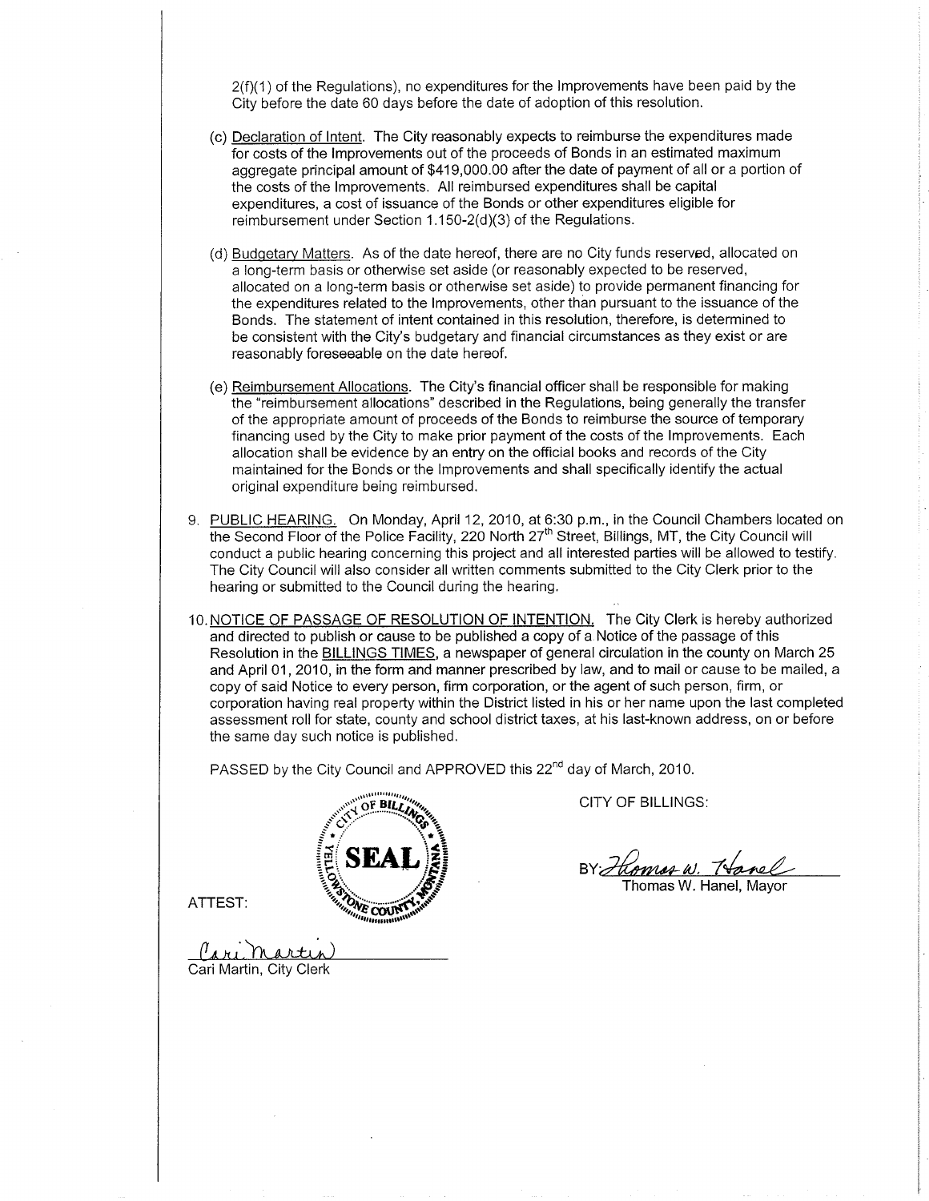2(f)(1) of the Regulations), no expenditures for the Improvements have been paid by the City before the date 60 days before the date of adoption of this resolution.

(c) Declaration of Intent. The City reasonably expects to reimburse the expenditures made for costs of the Improvements out of the proceeds of Bonds in an estimated maximum aggregate principal amount of $419,000.00 after the date of payment of all or a portion of the costs of the Improvements. All reimbursed expenditures shall be capital expenditures, a cost of issuance of the Bonds or other expenditures eligible for reimbursement under Section 1.150-2(d)(3) of the Regulations.

(d) Budgetary Matters. As of the date hereof, there are no City funds reserved, allocated on a long-term basis or otherwise set aside (or reasonably expected to be reserved, allocated on a long-term basis or otherwise set aside) to provide permanent financing for the expenditures related to the Improvements, other than pursuant to the issuance of the Bonds. The statement of intent contained in this resolution, therefore, is determined to be consistent with the City's budgetary and financial circumstances as they exist or are reasonably foreseeable on the date hereof.

(e) Reimbursement Allocations. The City's financial officer shall be responsible for making the "reimbursement allocations" described in the Regulations, being generally the transfer of the appropriate amount of proceeds of the Bonds to reimburse the source of temporary financing used by the City to make prior payment of the costs of the Improvements. Each allocation shall be evidence by an entry on the official books and records of the City maintained for the Bonds or the Improvements and shall specifically identify the actual original expenditure being reimbursed.

9. PUBLIC HEARING. On Monday, April 12, 2010, at 6:30 p.m., in the Council Chambers located on the Second Floor of the Police Facility, 220 North 27th Street, Billings, MT, the City Council will conduct a public hearing concerning this project and all interested parties will be allowed to testify. The City Council will also consider all written comments submitted to the City Clerk prior to the hearing or submitted to the Council during the hearing.

10. NOTICE OF PASSAGE OF RESOLUTION OF INTENTION. The City Clerk is hereby authorized and directed to publish or cause to be published a copy of a Notice of the passage of this Resolution in the BILLINGS TIMES, a newspaper of general circulation in the county on March 25 and April 01, 2010, in the form and manner prescribed by law, and to mail or cause to be mailed, a copy of said Notice to every person, firm corporation, or the agent of such person, firm, or corporation having real property within the District listed in his or her name upon the last completed assessment roll for state, county and school district taxes, at his last-known address, on or before the same day such notice is published.

PASSED by the City Council and APPROVED this 22nd day of March, 2010.

CITY OF BILLINGS:

BY: *Thomas W. Hanel*
Thomas W. Hanel, Mayor

SEAL — CITY OF BILLINGS, YELLOWSTONE COUNTY, MONTANA

ATTEST:

*Cari Martin*
Cari Martin, City Clerk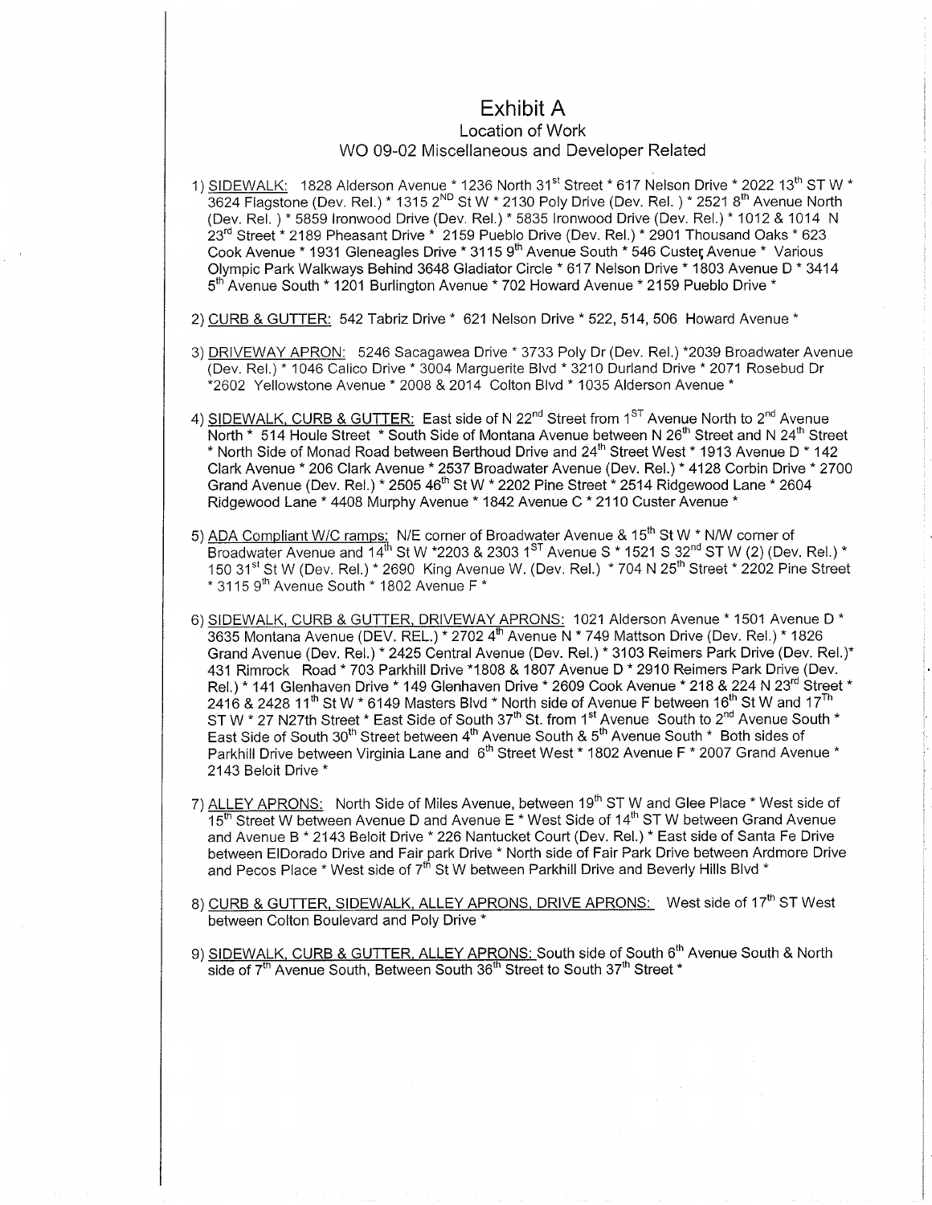# Exhibit A

## Location of Work

### WO 09-02 Miscellaneous and Developer Related

1) <u>SIDEWALK:</u> 1828 Alderson Avenue * 1236 North 31$^{st}$ Street * 617 Nelson Drive * 2022 13$^{th}$ ST W * 3624 Flagstone (Dev. Rel.) * 1315 2$^{ND}$ St W * 2130 Poly Drive (Dev. Rel. ) * 2521 8$^{th}$ Avenue North (Dev. Rel. ) * 5859 Ironwood Drive (Dev. Rel.) * 5835 Ironwood Drive (Dev. Rel.) * 1012 & 1014 N 23$^{rd}$ Street * 2189 Pheasant Drive * 2159 Pueblo Drive (Dev. Rel.) * 2901 Thousand Oaks * 623 Cook Avenue * 1931 Gleneagles Drive * 3115 9$^{th}$ Avenue South * 546 Custer Avenue * Various Olympic Park Walkways Behind 3648 Gladiator Circle * 617 Nelson Drive * 1803 Avenue D * 3414 5$^{th}$ Avenue South * 1201 Burlington Avenue * 702 Howard Avenue * 2159 Pueblo Drive *

2) <u>CURB & GUTTER:</u> 542 Tabriz Drive * 621 Nelson Drive * 522, 514, 506 Howard Avenue *

3) <u>DRIVEWAY APRON:</u> 5246 Sacagawea Drive * 3733 Poly Dr (Dev. Rel.) *2039 Broadwater Avenue (Dev. Rel.) * 1046 Calico Drive * 3004 Marguerite Blvd * 3210 Durland Drive * 2071 Rosebud Dr *2602 Yellowstone Avenue * 2008 & 2014 Colton Blvd * 1035 Alderson Avenue *

4) <u>SIDEWALK, CURB & GUTTER:</u> East side of N 22$^{nd}$ Street from 1$^{ST}$ Avenue North to 2$^{nd}$ Avenue North * 514 Houle Street * South Side of Montana Avenue between N 26$^{th}$ Street and N 24$^{th}$ Street * North Side of Monad Road between Berthoud Drive and 24$^{th}$ Street West * 1913 Avenue D * 142 Clark Avenue * 206 Clark Avenue * 2537 Broadwater Avenue (Dev. Rel.) * 4128 Corbin Drive * 2700 Grand Avenue (Dev. Rel.) * 2505 46$^{th}$ St W * 2202 Pine Street * 2514 Ridgewood Lane * 2604 Ridgewood Lane * 4408 Murphy Avenue * 1842 Avenue C * 2110 Custer Avenue *

5) <u>ADA Compliant W/C ramps:</u> N/E corner of Broadwater Avenue & 15$^{th}$ St W * N/W corner of Broadwater Avenue and 14$^{th}$ St W *2203 & 2303 1$^{ST}$ Avenue S * 1521 S 32$^{nd}$ ST W (2) (Dev. Rel.) * 150 31$^{st}$ St W (Dev. Rel.) * 2690 King Avenue W. (Dev. Rel.) * 704 N 25$^{th}$ Street * 2202 Pine Street * 3115 9$^{th}$ Avenue South * 1802 Avenue F *

6) <u>SIDEWALK, CURB & GUTTER, DRIVEWAY APRONS:</u> 1021 Alderson Avenue * 1501 Avenue D * 3635 Montana Avenue (DEV. REL.) * 2702 4$^{th}$ Avenue N * 749 Mattson Drive (Dev. Rel.) * 1826 Grand Avenue (Dev. Rel.) * 2425 Central Avenue (Dev. Rel.) * 3103 Reimers Park Drive (Dev. Rel.)* 431 Rimrock Road * 703 Parkhill Drive *1808 & 1807 Avenue D * 2910 Reimers Park Drive (Dev. Rel.) * 141 Glenhaven Drive * 149 Glenhaven Drive * 2609 Cook Avenue * 218 & 224 N 23$^{rd}$ Street * 2416 & 2428 11$^{th}$ St W * 6149 Masters Blvd * North side of Avenue F between 16$^{th}$ St W and 17$^{Th}$ ST W * 27 N27th Street * East Side of South 37$^{th}$ St. from 1$^{st}$ Avenue South to 2$^{nd}$ Avenue South * East Side of South 30$^{th}$ Street between 4$^{th}$ Avenue South & 5$^{th}$ Avenue South * Both sides of Parkhill Drive between Virginia Lane and 6$^{th}$ Street West * 1802 Avenue F * 2007 Grand Avenue * 2143 Beloit Drive *

7) <u>ALLEY APRONS:</u> North Side of Miles Avenue, between 19$^{th}$ ST W and Glee Place * West side of 15$^{th}$ Street W between Avenue D and Avenue E * West Side of 14$^{th}$ ST W between Grand Avenue and Avenue B * 2143 Beloit Drive * 226 Nantucket Court (Dev. Rel.) * East side of Santa Fe Drive between ElDorado Drive and Fair park Drive * North side of Fair Park Drive between Ardmore Drive and Pecos Place * West side of 7$^{th}$ St W between Parkhill Drive and Beverly Hills Blvd *

8) <u>CURB & GUTTER, SIDEWALK, ALLEY APRONS, DRIVE APRONS:</u> West side of 17$^{th}$ ST West between Colton Boulevard and Poly Drive *

9) <u>SIDEWALK, CURB & GUTTER, ALLEY APRONS:</u> South side of South 6$^{th}$ Avenue South & North side of 7$^{th}$ Avenue South, Between South 36$^{th}$ Street to South 37$^{th}$ Street *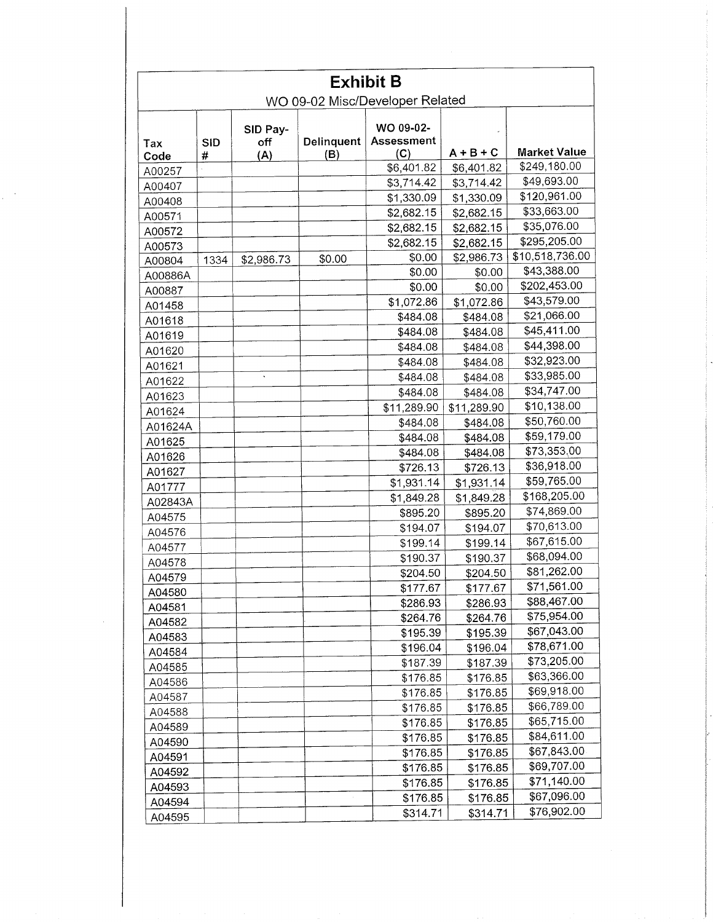# Exhibit B

WO 09-02 Misc/Developer Related

| Tax Code | SID # | SID Pay-off (A) | Delinquent (B) | WO 09-02-Assessment (C) | A + B + C | Market Value |
|---|---|---|---|---|---|---|
| A00257 | | | | $6,401.82 | $6,401.82 | $249,180.00 |
| A00407 | | | | $3,714.42 | $3,714.42 | $49,693.00 |
| A00408 | | | | $1,330.09 | $1,330.09 | $120,961.00 |
| A00571 | | | | $2,682.15 | $2,682.15 | $33,663.00 |
| A00572 | | | | $2,682.15 | $2,682.15 | $35,076.00 |
| A00573 | | | | $2,682.15 | $2,682.15 | $295,205.00 |
| A00804 | 1334 | $2,986.73 | $0.00 | $0.00 | $2,986.73 | $10,518,736.00 |
| A00886A | | | | $0.00 | $0.00 | $43,388.00 |
| A00887 | | | | $0.00 | $0.00 | $202,453.00 |
| A01458 | | | | $1,072.86 | $1,072.86 | $43,579.00 |
| A01618 | | | | $484.08 | $484.08 | $21,066.00 |
| A01619 | | | | $484.08 | $484.08 | $45,411.00 |
| A01620 | | | | $484.08 | $484.08 | $44,398.00 |
| A01621 | | | | $484.08 | $484.08 | $32,923.00 |
| A01622 | | | | $484.08 | $484.08 | $33,985.00 |
| A01623 | | | | $484.08 | $484.08 | $34,747.00 |
| A01624 | | | | $11,289.90 | $11,289.90 | $10,138.00 |
| A01624A | | | | $484.08 | $484.08 | $50,760.00 |
| A01625 | | | | $484.08 | $484.08 | $59,179.00 |
| A01626 | | | | $484.08 | $484.08 | $73,353.00 |
| A01627 | | | | $726.13 | $726.13 | $36,918.00 |
| A01777 | | | | $1,931.14 | $1,931.14 | $59,765.00 |
| A02843A | | | | $1,849.28 | $1,849.28 | $168,205.00 |
| A04575 | | | | $895.20 | $895.20 | $74,869.00 |
| A04576 | | | | $194.07 | $194.07 | $70,613.00 |
| A04577 | | | | $199.14 | $199.14 | $67,615.00 |
| A04578 | | | | $190.37 | $190.37 | $68,094.00 |
| A04579 | | | | $204.50 | $204.50 | $81,262.00 |
| A04580 | | | | $177.67 | $177.67 | $71,561.00 |
| A04581 | | | | $286.93 | $286.93 | $88,467.00 |
| A04582 | | | | $264.76 | $264.76 | $75,954.00 |
| A04583 | | | | $195.39 | $195.39 | $67,043.00 |
| A04584 | | | | $196.04 | $196.04 | $78,671.00 |
| A04585 | | | | $187.39 | $187.39 | $73,205.00 |
| A04586 | | | | $176.85 | $176.85 | $63,366.00 |
| A04587 | | | | $176.85 | $176.85 | $69,918.00 |
| A04588 | | | | $176.85 | $176.85 | $66,789.00 |
| A04589 | | | | $176.85 | $176.85 | $65,715.00 |
| A04590 | | | | $176.85 | $176.85 | $84,611.00 |
| A04591 | | | | $176.85 | $176.85 | $67,843.00 |
| A04592 | | | | $176.85 | $176.85 | $69,707.00 |
| A04593 | | | | $176.85 | $176.85 | $71,140.00 |
| A04594 | | | | $176.85 | $176.85 | $67,096.00 |
| A04595 | | | | $314.71 | $314.71 | $76,902.00 |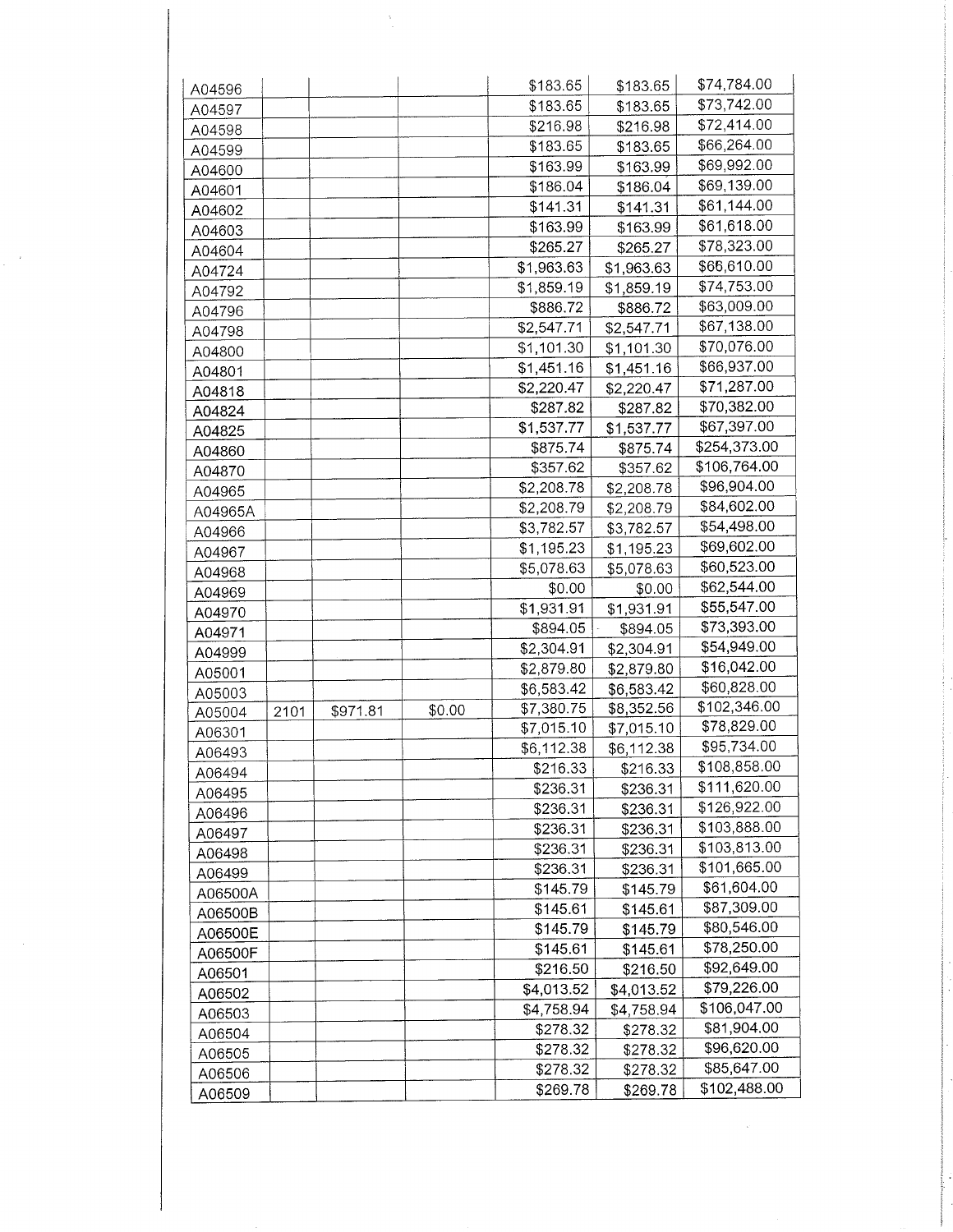| | | | | | | |
|---|---|---|---|---|---|---|
| A04596 | | | | $183.65 | $183.65 | $74,784.00 |
| A04597 | | | | $183.65 | $183.65 | $73,742.00 |
| A04598 | | | | $216.98 | $216.98 | $72,414.00 |
| A04599 | | | | $183.65 | $183.65 | $66,264.00 |
| A04600 | | | | $163.99 | $163.99 | $69,992.00 |
| A04601 | | | | $186.04 | $186.04 | $69,139.00 |
| A04602 | | | | $141.31 | $141.31 | $61,144.00 |
| A04603 | | | | $163.99 | $163.99 | $61,618.00 |
| A04604 | | | | $265.27 | $265.27 | $78,323.00 |
| A04724 | | | | $1,963.63 | $1,963.63 | $66,610.00 |
| A04792 | | | | $1,859.19 | $1,859.19 | $74,753.00 |
| A04796 | | | | $886.72 | $886.72 | $63,009.00 |
| A04798 | | | | $2,547.71 | $2,547.71 | $67,138.00 |
| A04800 | | | | $1,101.30 | $1,101.30 | $70,076.00 |
| A04801 | | | | $1,451.16 | $1,451.16 | $66,937.00 |
| A04818 | | | | $2,220.47 | $2,220.47 | $71,287.00 |
| A04824 | | | | $287.82 | $287.82 | $70,382.00 |
| A04825 | | | | $1,537.77 | $1,537.77 | $67,397.00 |
| A04860 | | | | $875.74 | $875.74 | $254,373.00 |
| A04870 | | | | $357.62 | $357.62 | $106,764.00 |
| A04965 | | | | $2,208.78 | $2,208.78 | $96,904.00 |
| A04965A | | | | $2,208.79 | $2,208.79 | $84,602.00 |
| A04966 | | | | $3,782.57 | $3,782.57 | $54,498.00 |
| A04967 | | | | $1,195.23 | $1,195.23 | $69,602.00 |
| A04968 | | | | $5,078.63 | $5,078.63 | $60,523.00 |
| A04969 | | | | $0.00 | $0.00 | $62,544.00 |
| A04970 | | | | $1,931.91 | $1,931.91 | $55,547.00 |
| A04971 | | | | $894.05 | $894.05 | $73,393.00 |
| A04999 | | | | $2,304.91 | $2,304.91 | $54,949.00 |
| A05001 | | | | $2,879.80 | $2,879.80 | $16,042.00 |
| A05003 | | | | $6,583.42 | $6,583.42 | $60,828.00 |
| A05004 | 2101 | $971.81 | $0.00 | $7,380.75 | $8,352.56 | $102,346.00 |
| A06301 | | | | $7,015.10 | $7,015.10 | $78,829.00 |
| A06493 | | | | $6,112.38 | $6,112.38 | $95,734.00 |
| A06494 | | | | $216.33 | $216.33 | $108,858.00 |
| A06495 | | | | $236.31 | $236.31 | $111,620.00 |
| A06496 | | | | $236.31 | $236.31 | $126,922.00 |
| A06497 | | | | $236.31 | $236.31 | $103,888.00 |
| A06498 | | | | $236.31 | $236.31 | $103,813.00 |
| A06499 | | | | $236.31 | $236.31 | $101,665.00 |
| A06500A | | | | $145.79 | $145.79 | $61,604.00 |
| A06500B | | | | $145.61 | $145.61 | $87,309.00 |
| A06500E | | | | $145.79 | $145.79 | $80,546.00 |
| A06500F | | | | $145.61 | $145.61 | $78,250.00 |
| A06501 | | | | $216.50 | $216.50 | $92,649.00 |
| A06502 | | | | $4,013.52 | $4,013.52 | $79,226.00 |
| A06503 | | | | $4,758.94 | $4,758.94 | $106,047.00 |
| A06504 | | | | $278.32 | $278.32 | $81,904.00 |
| A06505 | | | | $278.32 | $278.32 | $96,620.00 |
| A06506 | | | | $278.32 | $278.32 | $85,647.00 |
| A06509 | | | | $269.78 | $269.78 | $102,488.00 |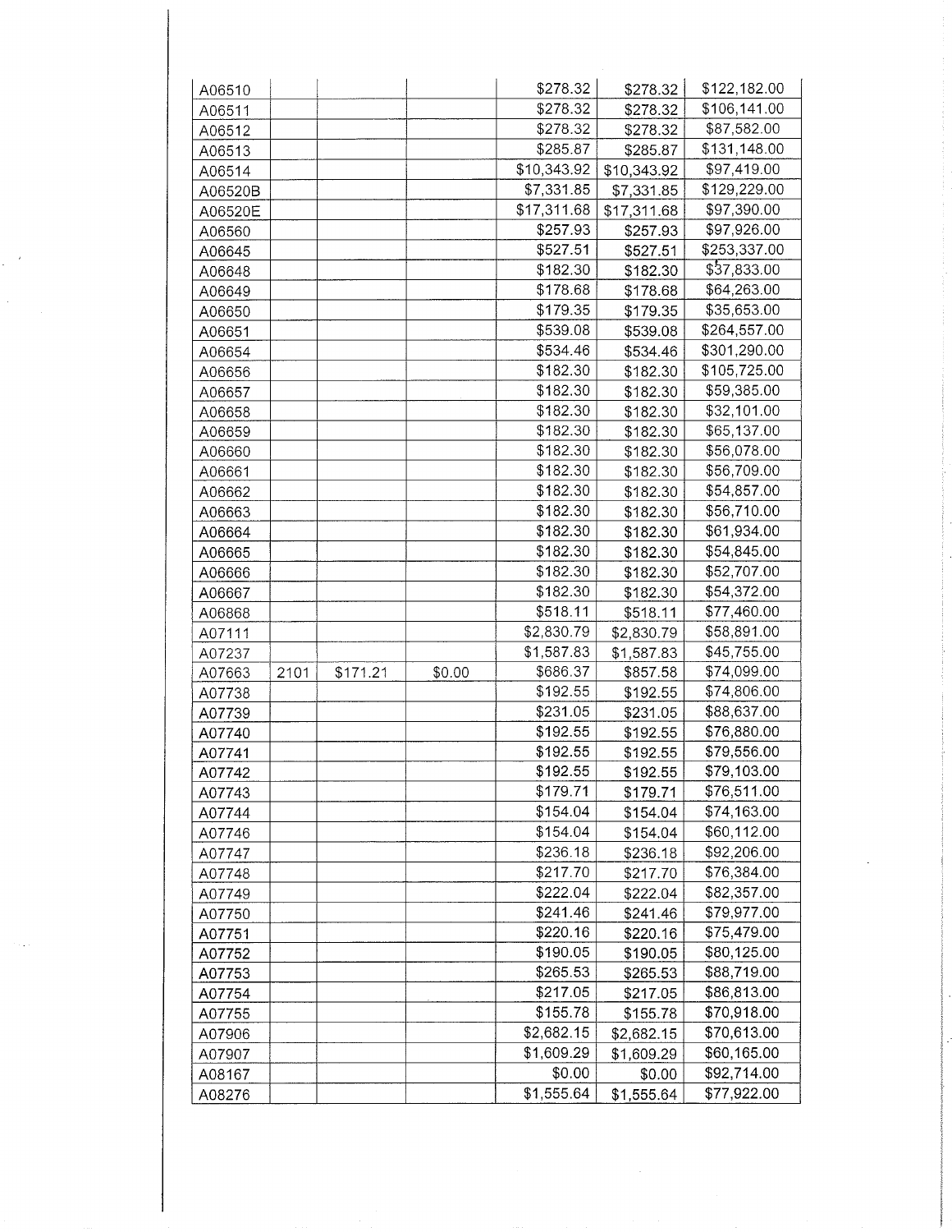| | | | | | | |
|---|---|---|---|---|---|---|
| A06510 | | | | $278.32 | $278.32 | $122,182.00 |
| A06511 | | | | $278.32 | $278.32 | $106,141.00 |
| A06512 | | | | $278.32 | $278.32 | $87,582.00 |
| A06513 | | | | $285.87 | $285.87 | $131,148.00 |
| A06514 | | | | $10,343.92 | $10,343.92 | $97,419.00 |
| A06520B | | | | $7,331.85 | $7,331.85 | $129,229.00 |
| A06520E | | | | $17,311.68 | $17,311.68 | $97,390.00 |
| A06560 | | | | $257.93 | $257.93 | $97,926.00 |
| A06645 | | | | $527.51 | $527.51 | $253,337.00 |
| A06648 | | | | $182.30 | $182.30 | $37,833.00 |
| A06649 | | | | $178.68 | $178.68 | $64,263.00 |
| A06650 | | | | $179.35 | $179.35 | $35,653.00 |
| A06651 | | | | $539.08 | $539.08 | $264,557.00 |
| A06654 | | | | $534.46 | $534.46 | $301,290.00 |
| A06656 | | | | $182.30 | $182.30 | $105,725.00 |
| A06657 | | | | $182.30 | $182.30 | $59,385.00 |
| A06658 | | | | $182.30 | $182.30 | $32,101.00 |
| A06659 | | | | $182.30 | $182.30 | $65,137.00 |
| A06660 | | | | $182.30 | $182.30 | $56,078.00 |
| A06661 | | | | $182.30 | $182.30 | $56,709.00 |
| A06662 | | | | $182.30 | $182.30 | $54,857.00 |
| A06663 | | | | $182.30 | $182.30 | $56,710.00 |
| A06664 | | | | $182.30 | $182.30 | $61,934.00 |
| A06665 | | | | $182.30 | $182.30 | $54,845.00 |
| A06666 | | | | $182.30 | $182.30 | $52,707.00 |
| A06667 | | | | $182.30 | $182.30 | $54,372.00 |
| A06868 | | | | $518.11 | $518.11 | $77,460.00 |
| A07111 | | | | $2,830.79 | $2,830.79 | $58,891.00 |
| A07237 | | | | $1,587.83 | $1,587.83 | $45,755.00 |
| A07663 | 2101 | $171.21 | $0.00 | $686.37 | $857.58 | $74,099.00 |
| A07738 | | | | $192.55 | $192.55 | $74,806.00 |
| A07739 | | | | $231.05 | $231.05 | $88,637.00 |
| A07740 | | | | $192.55 | $192.55 | $76,880.00 |
| A07741 | | | | $192.55 | $192.55 | $79,556.00 |
| A07742 | | | | $192.55 | $192.55 | $79,103.00 |
| A07743 | | | | $179.71 | $179.71 | $76,511.00 |
| A07744 | | | | $154.04 | $154.04 | $74,163.00 |
| A07746 | | | | $154.04 | $154.04 | $60,112.00 |
| A07747 | | | | $236.18 | $236.18 | $92,206.00 |
| A07748 | | | | $217.70 | $217.70 | $76,384.00 |
| A07749 | | | | $222.04 | $222.04 | $82,357.00 |
| A07750 | | | | $241.46 | $241.46 | $79,977.00 |
| A07751 | | | | $220.16 | $220.16 | $75,479.00 |
| A07752 | | | | $190.05 | $190.05 | $80,125.00 |
| A07753 | | | | $265.53 | $265.53 | $88,719.00 |
| A07754 | | | | $217.05 | $217.05 | $86,813.00 |
| A07755 | | | | $155.78 | $155.78 | $70,918.00 |
| A07906 | | | | $2,682.15 | $2,682.15 | $70,613.00 |
| A07907 | | | | $1,609.29 | $1,609.29 | $60,165.00 |
| A08167 | | | | $0.00 | $0.00 | $92,714.00 |
| A08276 | | | | $1,555.64 | $1,555.64 | $77,922.00 |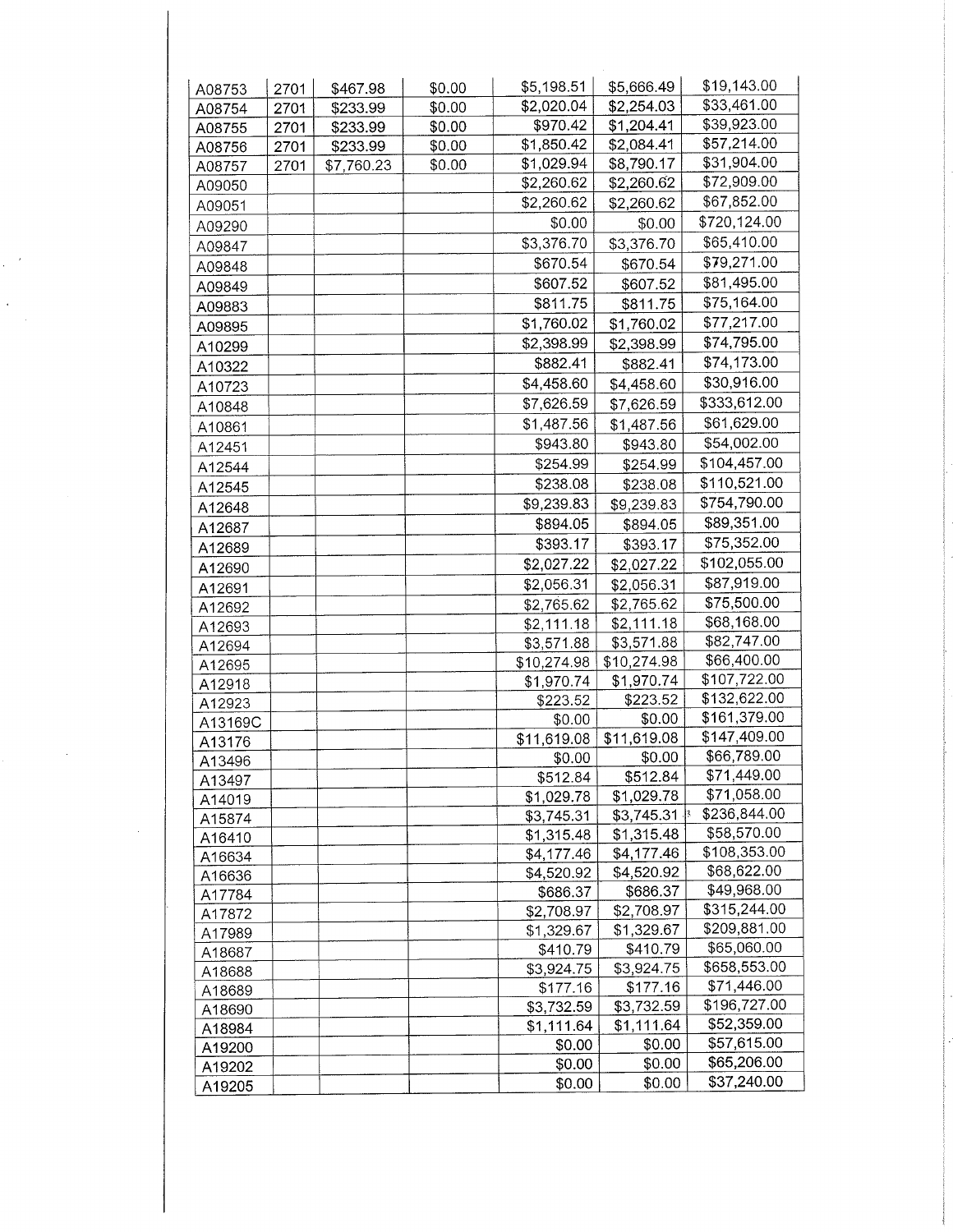| | | | | | | |
|---|---|---|---|---|---|---|
| A08753 | 2701 | $467.98 | $0.00 | $5,198.51 | $5,666.49 | $19,143.00 |
| A08754 | 2701 | $233.99 | $0.00 | $2,020.04 | $2,254.03 | $33,461.00 |
| A08755 | 2701 | $233.99 | $0.00 | $970.42 | $1,204.41 | $39,923.00 |
| A08756 | 2701 | $233.99 | $0.00 | $1,850.42 | $2,084.41 | $57,214.00 |
| A08757 | 2701 | $7,760.23 | $0.00 | $1,029.94 | $8,790.17 | $31,904.00 |
| A09050 | | | | $2,260.62 | $2,260.62 | $72,909.00 |
| A09051 | | | | $2,260.62 | $2,260.62 | $67,852.00 |
| A09290 | | | | $0.00 | $0.00 | $720,124.00 |
| A09847 | | | | $3,376.70 | $3,376.70 | $65,410.00 |
| A09848 | | | | $670.54 | $670.54 | $79,271.00 |
| A09849 | | | | $607.52 | $607.52 | $81,495.00 |
| A09883 | | | | $811.75 | $811.75 | $75,164.00 |
| A09895 | | | | $1,760.02 | $1,760.02 | $77,217.00 |
| A10299 | | | | $2,398.99 | $2,398.99 | $74,795.00 |
| A10322 | | | | $882.41 | $882.41 | $74,173.00 |
| A10723 | | | | $4,458.60 | $4,458.60 | $30,916.00 |
| A10848 | | | | $7,626.59 | $7,626.59 | $333,612.00 |
| A10861 | | | | $1,487.56 | $1,487.56 | $61,629.00 |
| A12451 | | | | $943.80 | $943.80 | $54,002.00 |
| A12544 | | | | $254.99 | $254.99 | $104,457.00 |
| A12545 | | | | $238.08 | $238.08 | $110,521.00 |
| A12648 | | | | $9,239.83 | $9,239.83 | $754,790.00 |
| A12687 | | | | $894.05 | $894.05 | $89,351.00 |
| A12689 | | | | $393.17 | $393.17 | $75,352.00 |
| A12690 | | | | $2,027.22 | $2,027.22 | $102,055.00 |
| A12691 | | | | $2,056.31 | $2,056.31 | $87,919.00 |
| A12692 | | | | $2,765.62 | $2,765.62 | $75,500.00 |
| A12693 | | | | $2,111.18 | $2,111.18 | $68,168.00 |
| A12694 | | | | $3,571.88 | $3,571.88 | $82,747.00 |
| A12695 | | | | $10,274.98 | $10,274.98 | $66,400.00 |
| A12918 | | | | $1,970.74 | $1,970.74 | $107,722.00 |
| A12923 | | | | $223.52 | $223.52 | $132,622.00 |
| A13169C | | | | $0.00 | $0.00 | $161,379.00 |
| A13176 | | | | $11,619.08 | $11,619.08 | $147,409.00 |
| A13496 | | | | $0.00 | $0.00 | $66,789.00 |
| A13497 | | | | $512.84 | $512.84 | $71,449.00 |
| A14019 | | | | $1,029.78 | $1,029.78 | $71,058.00 |
| A15874 | | | | $3,745.31 | $3,745.31 | $236,844.00 |
| A16410 | | | | $1,315.48 | $1,315.48 | $58,570.00 |
| A16634 | | | | $4,177.46 | $4,177.46 | $108,353.00 |
| A16636 | | | | $4,520.92 | $4,520.92 | $68,622.00 |
| A17784 | | | | $686.37 | $686.37 | $49,968.00 |
| A17872 | | | | $2,708.97 | $2,708.97 | $315,244.00 |
| A17989 | | | | $1,329.67 | $1,329.67 | $209,881.00 |
| A18687 | | | | $410.79 | $410.79 | $65,060.00 |
| A18688 | | | | $3,924.75 | $3,924.75 | $658,553.00 |
| A18689 | | | | $177.16 | $177.16 | $71,446.00 |
| A18690 | | | | $3,732.59 | $3,732.59 | $196,727.00 |
| A18984 | | | | $1,111.64 | $1,111.64 | $52,359.00 |
| A19200 | | | | $0.00 | $0.00 | $57,615.00 |
| A19202 | | | | $0.00 | $0.00 | $65,206.00 |
| A19205 | | | | $0.00 | $0.00 | $37,240.00 |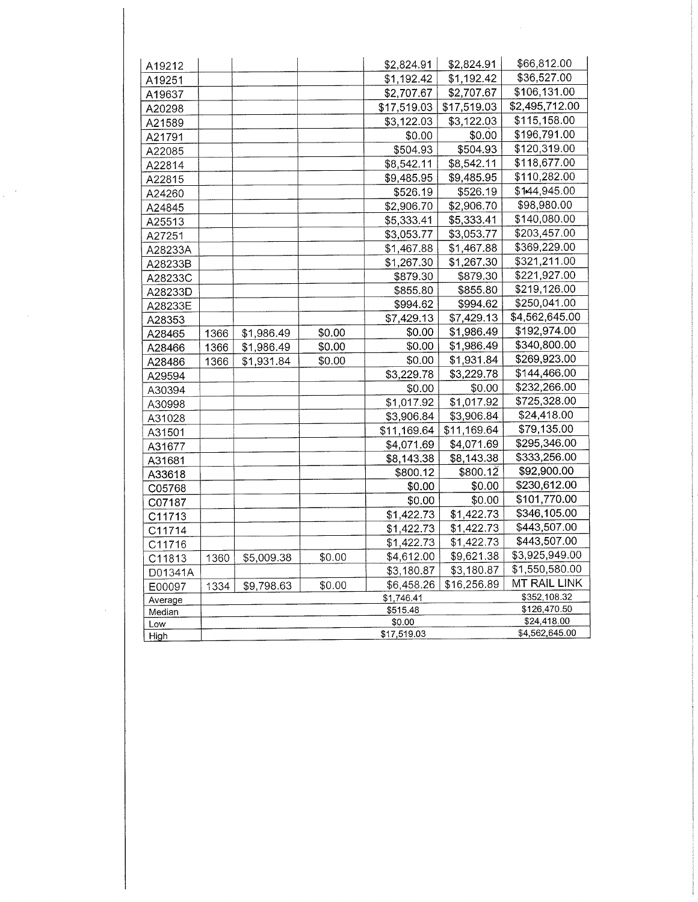| | | | | | | |
|---|---|---|---|---|---|---|
| A19212 | | | | $2,824.91 | $2,824.91 | $66,812.00 |
| A19251 | | | | $1,192.42 | $1,192.42 | $36,527.00 |
| A19637 | | | | $2,707.67 | $2,707.67 | $106,131.00 |
| A20298 | | | | $17,519.03 | $17,519.03 | $2,495,712.00 |
| A21589 | | | | $3,122.03 | $3,122.03 | $115,158.00 |
| A21791 | | | | $0.00 | $0.00 | $196,791.00 |
| A22085 | | | | $504.93 | $504.93 | $120,319.00 |
| A22814 | | | | $8,542.11 | $8,542.11 | $118,677.00 |
| A22815 | | | | $9,485.95 | $9,485.95 | $110,282.00 |
| A24260 | | | | $526.19 | $526.19 | $144,945.00 |
| A24845 | | | | $2,906.70 | $2,906.70 | $98,980.00 |
| A25513 | | | | $5,333.41 | $5,333.41 | $140,080.00 |
| A27251 | | | | $3,053.77 | $3,053.77 | $203,457.00 |
| A28233A | | | | $1,467.88 | $1,467.88 | $369,229.00 |
| A28233B | | | | $1,267.30 | $1,267.30 | $321,211.00 |
| A28233C | | | | $879.30 | $879.30 | $221,927.00 |
| A28233D | | | | $855.80 | $855.80 | $219,126.00 |
| A28233E | | | | $994.62 | $994.62 | $250,041.00 |
| A28353 | | | | $7,429.13 | $7,429.13 | $4,562,645.00 |
| A28465 | 1366 | $1,986.49 | $0.00 | $0.00 | $1,986.49 | $192,974.00 |
| A28466 | 1366 | $1,986.49 | $0.00 | $0.00 | $1,986.49 | $340,800.00 |
| A28486 | 1366 | $1,931.84 | $0.00 | $0.00 | $1,931.84 | $269,923.00 |
| A29594 | | | | $3,229.78 | $3,229.78 | $144,466.00 |
| A30394 | | | | $0.00 | $0.00 | $232,266.00 |
| A30998 | | | | $1,017.92 | $1,017.92 | $725,328.00 |
| A31028 | | | | $3,906.84 | $3,906.84 | $24,418.00 |
| A31501 | | | | $11,169.64 | $11,169.64 | $79,135.00 |
| A31677 | | | | $4,071.69 | $4,071.69 | $295,346.00 |
| A31681 | | | | $8,143.38 | $8,143.38 | $333,256.00 |
| A33618 | | | | $800.12 | $800.12 | $92,900.00 |
| C05768 | | | | $0.00 | $0.00 | $230,612.00 |
| C07187 | | | | $0.00 | $0.00 | $101,770.00 |
| C11713 | | | | $1,422.73 | $1,422.73 | $346,105.00 |
| C11714 | | | | $1,422.73 | $1,422.73 | $443,507.00 |
| C11716 | | | | $1,422.73 | $1,422.73 | $443,507.00 |
| C11813 | 1360 | $5,009.38 | $0.00 | $4,612.00 | $9,621.38 | $3,925,949.00 |
| D01341A | | | | $3,180.87 | $3,180.87 | $1,550,580.00 |
| E00097 | 1334 | $9,798.63 | $0.00 | $6,458.26 | $16,256.89 | MT RAIL LINK |
| Average | | | | $1,746.41 | | $352,108.32 |
| Median | | | | $515.48 | | $126,470.50 |
| Low | | | | $0.00 | | $24,418.00 |
| High | | | | $17,519.03 | | $4,562,645.00 |